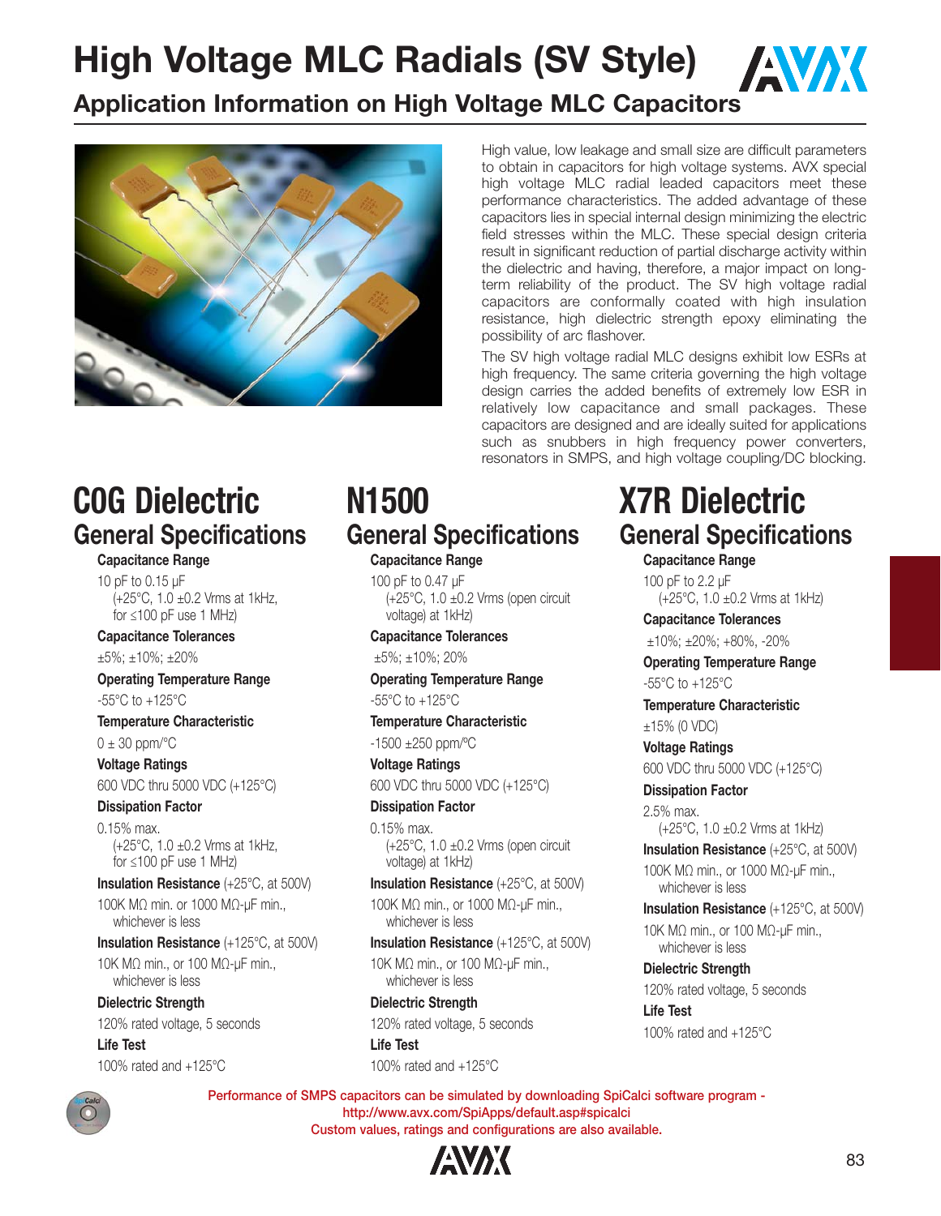# High Voltage MLC Radials (SV Style)

## Application Information on High Voltage MLC Capacitors

High value, low leakage and small size are difficult parameters to obtain in capacitors for high voltage systems. AVX special high voltage MLC radial leaded capacitors meet these performance characteristics. The added advantage of these capacitors lies in special internal design minimizing the electric field stresses within the MLC. These special design criteria result in significant reduction of partial discharge activity within the dielectric and having, therefore, a major impact on long-term reliability of the product. The SV high voltage radial capacitors are conformally coated with high insulation resistance, high dielectric strength epoxy eliminating the possibility of arc flashover.

The SV high voltage radial MLC designs exhibit low ESRs at high frequency. The same criteria governing the high voltage design carries the added benefits of extremely low ESR in relatively low capacitance and small packages. These capacitors are designed and are ideally suited for applications such as snubbers in high frequency power converters, resonators in SMPS, and high voltage coupling/DC blocking.

## C0G Dielectric
### General Specifications

**Capacitance Range**

10 pF to 0.15 μF
(+25°C, 1.0 ±0.2 Vrms at 1kHz, for ≤100 pF use 1 MHz)

**Capacitance Tolerances**

±5%; ±10%; ±20%

**Operating Temperature Range**

-55°C to +125°C

**Temperature Characteristic**

0 ± 30 ppm/°C

**Voltage Ratings**

600 VDC thru 5000 VDC (+125°C)

**Dissipation Factor**

0.15% max.
(+25°C, 1.0 ±0.2 Vrms at 1kHz, for ≤100 pF use 1 MHz)

**Insulation Resistance** (+25°C, at 500V)

100K MΩ min. or 1000 MΩ-μF min., whichever is less

**Insulation Resistance** (+125°C, at 500V)

10K MΩ min., or 100 MΩ-μF min., whichever is less

**Dielectric Strength**

120% rated voltage, 5 seconds

**Life Test**

100% rated and +125°C

## N1500
### General Specifications

**Capacitance Range**

100 pF to 0.47 μF
(+25°C, 1.0 ±0.2 Vrms (open circuit voltage) at 1kHz)

**Capacitance Tolerances**

±5%; ±10%; 20%

**Operating Temperature Range**

-55°C to +125°C

**Temperature Characteristic**

-1500 ±250 ppm/°C

**Voltage Ratings**

600 VDC thru 5000 VDC (+125°C)

**Dissipation Factor**

0.15% max.
(+25°C, 1.0 ±0.2 Vrms (open circuit voltage) at 1kHz)

**Insulation Resistance** (+25°C, at 500V)

100K MΩ min., or 1000 MΩ-μF min., whichever is less

**Insulation Resistance** (+125°C, at 500V)

10K MΩ min., or 100 MΩ-μF min., whichever is less

**Dielectric Strength**

120% rated voltage, 5 seconds

**Life Test**

100% rated and +125°C

## X7R Dielectric
### General Specifications

**Capacitance Range**

100 pF to 2.2 μF
(+25°C, 1.0 ±0.2 Vrms at 1kHz)

**Capacitance Tolerances**

±10%; ±20%; +80%, -20%

**Operating Temperature Range**

-55°C to +125°C

**Temperature Characteristic**

±15% (0 VDC)

**Voltage Ratings**

600 VDC thru 5000 VDC (+125°C)

**Dissipation Factor**

2.5% max.
(+25°C, 1.0 ±0.2 Vrms at 1kHz)

**Insulation Resistance** (+25°C, at 500V)

100K MΩ min., or 1000 MΩ-μF min., whichever is less

**Insulation Resistance** (+125°C, at 500V)

10K MΩ min., or 100 MΩ-μF min., whichever is less

**Dielectric Strength**

120% rated voltage, 5 seconds

**Life Test**

100% rated and +125°C

Performance of SMPS capacitors can be simulated by downloading SpiCalci software program - http://www.avx.com/SpiApps/default.asp#spicalci
Custom values, ratings and configurations are also available.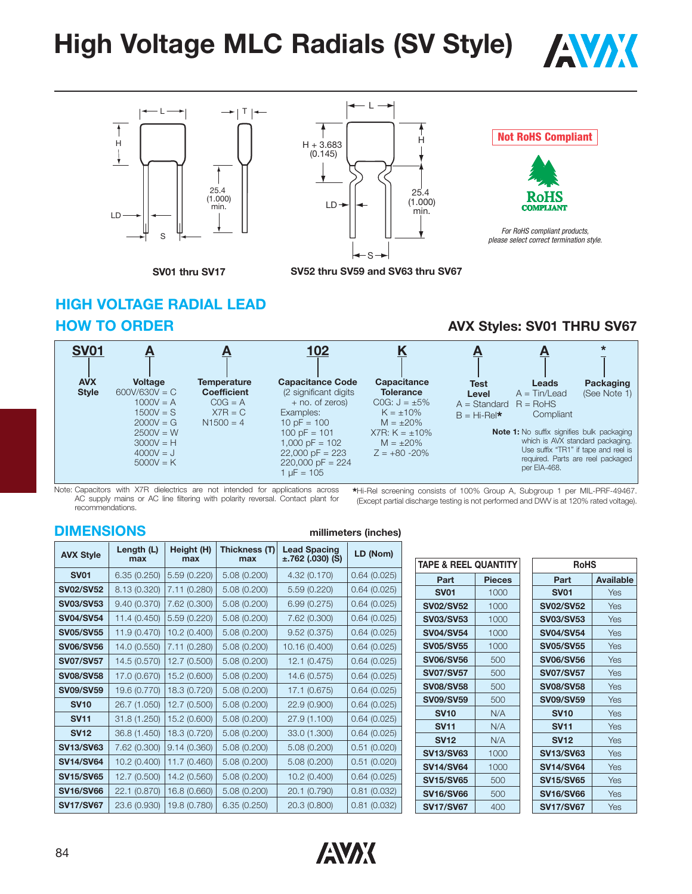# High Voltage MLC Radials (SV Style)

SV01 thru SV17

SV52 thru SV59 and SV63 thru SV67

**Not RoHS Compliant**

*For RoHS compliant products, please select correct termination style.*

## HIGH VOLTAGE RADIAL LEAD

## HOW TO ORDER

**AVX Styles: SV01 THRU SV67**

| SV01 | A | A | 102 | K | A | A | * |
|---|---|---|---|---|---|---|---|
| **AVX Style** | **Voltage**<br>600V/630V = C<br>1000V = A<br>1500V = S<br>2000V = G<br>2500V = W<br>3000V = H<br>4000V = J<br>5000V = K | **Temperature Coefficient**<br>C0G = A<br>X7R = C<br>N1500 = 4 | **Capacitance Code**<br>(2 significant digits + no. of zeros)<br>Examples:<br>10 pF = 100<br>100 pF = 101<br>1,000 pF = 102<br>22,000 pF = 223<br>220,000 pF = 224<br>1 μF = 105 | **Capacitance Tolerance**<br>C0G: J = ±5%<br>K = ±10%<br>M = ±20%<br>X7R: K = ±10%<br>M = ±20%<br>Z = +80 -20% | **Test Level**<br>A = Standard<br>B = Hi-Rel* | **Leads**<br>A = Tin/Lead<br>R = RoHS Compliant | **Packaging**<br>(See Note 1) |

**Note 1:** No suffix signifies bulk packaging which is AVX standard packaging. Use suffix "TR1" if tape and reel is required. Parts are reel packaged per EIA-468.

Note: Capacitors with X7R dielectrics are not intended for applications across AC supply mains or AC line filtering with polarity reversal. Contact plant for recommendations.

*Hi-Rel screening consists of 100% Group A, Subgroup 1 per MIL-PRF-49467. (Except partial discharge testing is not performed and DWV is at 120% rated voltage).

## DIMENSIONS

millimeters (inches)

| AVX Style | Length (L) max | Height (H) max | Thickness (T) max | Lead Spacing ±.762 (.030) (S) | LD (Nom) |
|---|---|---|---|---|---|
| SV01 | 6.35 (0.250) | 5.59 (0.220) | 5.08 (0.200) | 4.32 (0.170) | 0.64 (0.025) |
| SV02/SV52 | 8.13 (0.320) | 7.11 (0.280) | 5.08 (0.200) | 5.59 (0.220) | 0.64 (0.025) |
| SV03/SV53 | 9.40 (0.370) | 7.62 (0.300) | 5.08 (0.200) | 6.99 (0.275) | 0.64 (0.025) |
| SV04/SV54 | 11.4 (0.450) | 5.59 (0.220) | 5.08 (0.200) | 7.62 (0.300) | 0.64 (0.025) |
| SV05/SV55 | 11.9 (0.470) | 10.2 (0.400) | 5.08 (0.200) | 9.52 (0.375) | 0.64 (0.025) |
| SV06/SV56 | 14.0 (0.550) | 7.11 (0.280) | 5.08 (0.200) | 10.16 (0.400) | 0.64 (0.025) |
| SV07/SV57 | 14.5 (0.570) | 12.7 (0.500) | 5.08 (0.200) | 12.1 (0.475) | 0.64 (0.025) |
| SV08/SV58 | 17.0 (0.670) | 15.2 (0.600) | 5.08 (0.200) | 14.6 (0.575) | 0.64 (0.025) |
| SV09/SV59 | 19.6 (0.770) | 18.3 (0.720) | 5.08 (0.200) | 17.1 (0.675) | 0.64 (0.025) |
| SV10 | 26.7 (1.050) | 12.7 (0.500) | 5.08 (0.200) | 22.9 (0.900) | 0.64 (0.025) |
| SV11 | 31.8 (1.250) | 15.2 (0.600) | 5.08 (0.200) | 27.9 (1.100) | 0.64 (0.025) |
| SV12 | 36.8 (1.450) | 18.3 (0.720) | 5.08 (0.200) | 33.0 (1.300) | 0.64 (0.025) |
| SV13/SV63 | 7.62 (0.300) | 9.14 (0.360) | 5.08 (0.200) | 5.08 (0.200) | 0.51 (0.020) |
| SV14/SV64 | 10.2 (0.400) | 11.7 (0.460) | 5.08 (0.200) | 5.08 (0.200) | 0.51 (0.020) |
| SV15/SV65 | 12.7 (0.500) | 14.2 (0.560) | 5.08 (0.200) | 10.2 (0.400) | 0.64 (0.025) |
| SV16/SV66 | 22.1 (0.870) | 16.8 (0.660) | 5.08 (0.200) | 20.1 (0.790) | 0.81 (0.032) |
| SV17/SV67 | 23.6 (0.930) | 19.8 (0.780) | 6.35 (0.250) | 20.3 (0.800) | 0.81 (0.032) |

**TAPE & REEL QUANTITY**

| Part | Pieces |
|---|---|
| SV01 | 1000 |
| SV02/SV52 | 1000 |
| SV03/SV53 | 1000 |
| SV04/SV54 | 1000 |
| SV05/SV55 | 1000 |
| SV06/SV56 | 500 |
| SV07/SV57 | 500 |
| SV08/SV58 | 500 |
| SV09/SV59 | 500 |
| SV10 | N/A |
| SV11 | N/A |
| SV12 | N/A |
| SV13/SV63 | 1000 |
| SV14/SV64 | 1000 |
| SV15/SV65 | 500 |
| SV16/SV66 | 500 |
| SV17/SV67 | 400 |

**RoHS**

| Part | Available |
|---|---|
| SV01 | Yes |
| SV02/SV52 | Yes |
| SV03/SV53 | Yes |
| SV04/SV54 | Yes |
| SV05/SV55 | Yes |
| SV06/SV56 | Yes |
| SV07/SV57 | Yes |
| SV08/SV58 | Yes |
| SV09/SV59 | Yes |
| SV10 | Yes |
| SV11 | Yes |
| SV12 | Yes |
| SV13/SV63 | Yes |
| SV14/SV64 | Yes |
| SV15/SV65 | Yes |
| SV16/SV66 | Yes |
| SV17/SV67 | Yes |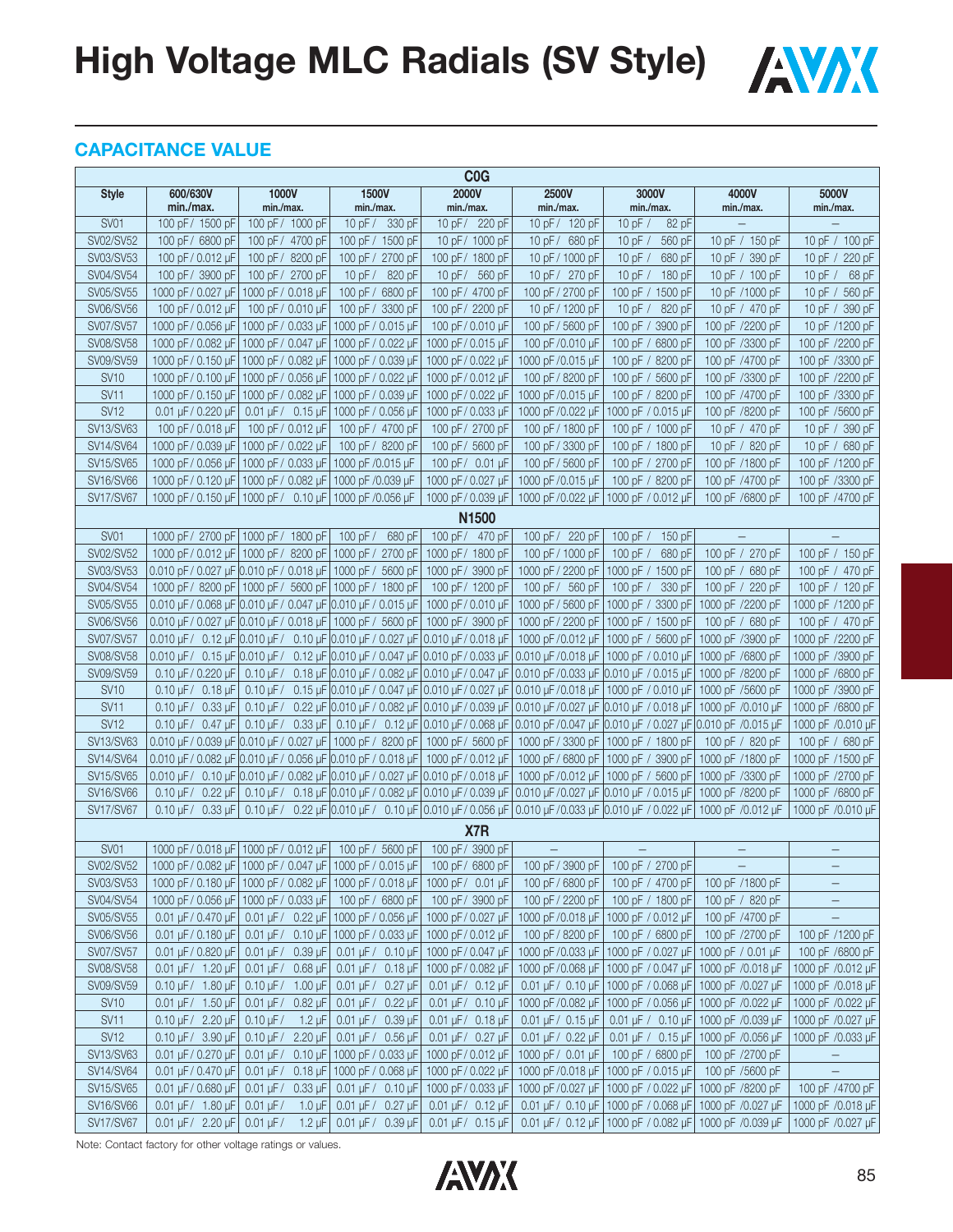# High Voltage MLC Radials (SV Style)

## CAPACITANCE VALUE

| Style | 600/630V min./max. | 1000V min./max. | 1500V min./max. | 2000V min./max. | 2500V min./max. | 3000V min./max. | 4000V min./max. | 5000V min./max. |
|---|---|---|---|---|---|---|---|---|
| **C0G** | | | | | | | | |
| SV01 | 100 pF / 1500 pF | 100 pF / 1000 pF | 10 pF / 330 pF | 10 pF / 220 pF | 10 pF / 120 pF | 10 pF / 82 pF | – | – |
| SV02/SV52 | 100 pF / 6800 pF | 100 pF / 4700 pF | 100 pF / 1500 pF | 10 pF / 1000 pF | 10 pF / 680 pF | 10 pF / 560 pF | 10 pF / 150 pF | 10 pF / 100 pF |
| SV03/SV53 | 100 pF / 0.012 µF | 100 pF / 8200 pF | 100 pF / 2700 pF | 100 pF / 1800 pF | 10 pF / 1000 pF | 10 pF / 680 pF | 10 pF / 390 pF | 10 pF / 220 pF |
| SV04/SV54 | 100 pF / 3900 pF | 100 pF / 2700 pF | 10 pF / 820 pF | 10 pF / 560 pF | 10 pF / 270 pF | 10 pF / 180 pF | 10 pF / 100 pF | 10 pF / 68 pF |
| SV05/SV55 | 1000 pF / 0.027 µF | 1000 pF / 0.018 µF | 100 pF / 6800 pF | 100 pF / 4700 pF | 100 pF / 2700 pF | 100 pF / 1500 pF | 10 pF /1000 pF | 10 pF / 560 pF |
| SV06/SV56 | 100 pF / 0.012 µF | 100 pF / 0.010 µF | 100 pF / 3300 pF | 100 pF / 2200 pF | 10 pF / 1200 pF | 10 pF / 820 pF | 10 pF / 470 pF | 10 pF / 390 pF |
| SV07/SV57 | 1000 pF / 0.056 µF | 1000 pF / 0.033 µF | 1000 pF / 0.015 µF | 100 pF / 0.010 µF | 100 pF / 5600 pF | 100 pF / 3900 pF | 100 pF /2200 pF | 10 pF /1200 pF |
| SV08/SV58 | 1000 pF / 0.082 µF | 1000 pF / 0.047 µF | 1000 pF / 0.022 µF | 1000 pF / 0.015 µF | 100 pF /0.010 µF | 100 pF / 6800 pF | 100 pF /3300 pF | 100 pF /2200 pF |
| SV09/SV59 | 1000 pF / 0.150 µF | 1000 pF / 0.082 µF | 1000 pF / 0.039 µF | 1000 pF / 0.022 µF | 1000 pF /0.015 µF | 100 pF / 8200 pF | 100 pF /4700 pF | 100 pF /3300 pF |
| SV10 | 1000 pF / 0.100 µF | 1000 pF / 0.056 µF | 1000 pF / 0.022 µF | 1000 pF / 0.012 µF | 100 pF / 8200 pF | 100 pF / 5600 pF | 100 pF /3300 pF | 100 pF /2200 pF |
| SV11 | 1000 pF / 0.150 µF | 1000 pF / 0.082 µF | 1000 pF / 0.039 µF | 1000 pF / 0.022 µF | 1000 pF /0.015 µF | 100 pF / 8200 pF | 100 pF /4700 pF | 100 pF /3300 pF |
| SV12 | 0.01 µF / 0.220 µF | 0.01 µF / 0.15 µF | 1000 pF / 0.056 µF | 1000 pF / 0.033 µF | 1000 pF /0.022 µF | 1000 pF / 0.015 µF | 100 pF /8200 pF | 100 pF /5600 pF |
| SV13/SV63 | 100 pF / 0.018 µF | 100 pF / 0.012 µF | 100 pF / 4700 pF | 100 pF / 2700 pF | 100 pF / 1800 pF | 100 pF / 1000 pF | 10 pF / 470 pF | 10 pF / 390 pF |
| SV14/SV64 | 1000 pF / 0.039 µF | 1000 pF / 0.022 µF | 100 pF / 8200 pF | 100 pF / 5600 pF | 100 pF / 3300 pF | 100 pF / 1800 pF | 10 pF / 820 pF | 10 pF / 680 pF |
| SV15/SV65 | 1000 pF / 0.056 µF | 1000 pF / 0.033 µF | 1000 pF /0.015 µF | 100 pF / 0.01 µF | 100 pF / 5600 pF | 100 pF / 2700 pF | 100 pF /1800 pF | 100 pF /1200 pF |
| SV16/SV66 | 1000 pF / 0.120 µF | 1000 pF / 0.082 µF | 1000 pF /0.039 µF | 1000 pF / 0.027 µF | 1000 pF /0.015 µF | 100 pF / 8200 pF | 100 pF /4700 pF | 100 pF /3300 pF |
| SV17/SV67 | 1000 pF / 0.150 µF | 1000 pF / 0.10 µF | 1000 pF /0.056 µF | 1000 pF / 0.039 µF | 1000 pF /0.022 µF | 1000 pF / 0.012 µF | 100 pF /6800 pF | 100 pF /4700 pF |
| **N1500** | | | | | | | | |
| SV01 | 1000 pF / 2700 pF | 1000 pF / 1800 pF | 100 pF / 680 pF | 100 pF / 470 pF | 100 pF / 220 pF | 100 pF / 150 pF | – | – |
| SV02/SV52 | 1000 pF / 0.012 µF | 1000 pF / 8200 pF | 1000 pF / 2700 pF | 1000 pF / 1800 pF | 100 pF / 1000 pF | 100 pF / 680 pF | 100 pF / 270 pF | 100 pF / 150 pF |
| SV03/SV53 | 0.010 pF / 0.027 µF | 0.010 pF / 0.018 µF | 1000 pF / 5600 pF | 1000 pF / 3900 pF | 1000 pF / 2200 pF | 1000 pF / 1500 pF | 100 pF / 680 pF | 100 pF / 470 pF |
| SV04/SV54 | 1000 pF / 8200 pF | 1000 pF / 5600 pF | 1000 pF / 1800 pF | 100 pF / 1200 pF | 100 pF / 560 pF | 100 pF / 330 pF | 100 pF / 220 pF | 100 pF / 120 pF |
| SV05/SV55 | 0.010 µF / 0.068 µF | 0.010 µF / 0.047 µF | 0.010 µF / 0.015 µF | 1000 pF / 0.010 µF | 1000 pF / 5600 pF | 1000 pF / 3300 pF | 1000 pF /2200 pF | 1000 pF /1200 pF |
| SV06/SV56 | 0.010 µF / 0.027 µF | 0.010 µF / 0.018 µF | 1000 pF / 5600 pF | 1000 pF / 3900 pF | 1000 pF / 2200 pF | 1000 pF / 1500 pF | 100 pF / 680 pF | 100 pF / 470 pF |
| SV07/SV57 | 0.010 µF / 0.12 µF | 0.010 µF / 0.10 µF | 0.010 µF / 0.027 µF | 0.010 µF / 0.018 µF | 1000 pF /0.012 µF | 1000 pF / 5600 pF | 1000 pF /3900 pF | 1000 pF /2200 pF |
| SV08/SV58 | 0.010 µF / 0.15 µF | 0.010 µF / 0.12 µF | 0.010 µF / 0.047 µF | 0.010 pF / 0.033 µF | 0.010 µF /0.018 µF | 1000 pF / 0.010 µF | 1000 pF /6800 pF | 1000 pF /3900 pF |
| SV09/SV59 | 0.10 µF / 0.220 µF | 0.10 µF / 0.18 µF | 0.010 µF / 0.082 µF | 0.010 µF / 0.047 µF | 0.010 µF /0.033 µF | 0.010 µF / 0.015 µF | 1000 pF /8200 pF | 1000 pF /6800 pF |
| SV10 | 0.10 µF / 0.18 µF | 0.10 µF / 0.15 µF | 0.010 µF / 0.047 µF | 0.010 µF / 0.027 µF | 0.010 µF /0.018 µF | 1000 pF / 0.010 µF | 1000 pF /5600 pF | 1000 pF /3900 pF |
| SV11 | 0.10 µF / 0.33 µF | 0.10 µF / 0.22 µF | 0.010 µF / 0.082 µF | 0.010 µF / 0.039 µF | 0.010 µF /0.027 µF | 0.010 µF / 0.018 µF | 1000 pF /0.010 µF | 1000 pF /6800 pF |
| SV12 | 0.10 µF / 0.47 µF | 0.10 µF / 0.33 µF | 0.10 µF / 0.12 µF | 0.010 µF / 0.068 µF | 0.010 pF /0.047 µF | 0.010 µF / 0.027 µF | 0.010 pF /0.015 µF | 1000 pF /0.010 µF |
| SV13/SV63 | 0.010 µF / 0.039 µF | 0.010 µF / 0.027 µF | 1000 pF / 8200 pF | 1000 pF / 5600 pF | 1000 pF / 3300 pF | 1000 pF / 1800 pF | 100 pF / 820 pF | 100 pF / 680 pF |
| SV14/SV64 | 0.010 µF / 0.082 µF | 0.010 µF / 0.056 µF | 0.010 µF / 0.018 µF | 1000 pF / 0.012 µF | 1000 pF / 6800 pF | 1000 pF / 3900 pF | 1000 pF /1800 pF | 1000 pF /1500 pF |
| SV15/SV65 | 0.010 µF / 0.10 µF | 0.010 µF / 0.082 µF | 0.010 µF / 0.027 µF | 0.010 µF / 0.018 µF | 1000 pF /0.012 µF | 1000 pF / 5600 pF | 1000 pF /3300 pF | 1000 pF /2700 pF |
| SV16/SV66 | 0.10 µF / 0.22 µF | 0.10 µF / 0.18 µF | 0.010 µF / 0.082 µF | 0.010 µF / 0.039 µF | 0.010 µF /0.027 µF | 0.010 µF / 0.015 µF | 1000 pF /8200 pF | 1000 pF /6800 pF |
| SV17/SV67 | 0.10 µF / 0.33 µF | 0.10 µF / 0.22 µF | 0.010 µF / 0.10 µF | 0.010 µF / 0.056 µF | 0.010 µF /0.033 µF | 0.010 µF / 0.022 µF | 1000 pF /0.012 µF | 1000 pF /0.010 µF |
| **X7R** | | | | | | | | |
| SV01 | 1000 pF / 0.018 µF | 1000 pF / 0.012 µF | 100 pF / 5600 pF | 100 pF / 3900 pF | – | – | – | – |
| SV02/SV52 | 1000 pF / 0.082 µF | 1000 pF / 0.047 µF | 1000 pF / 0.015 µF | 100 pF / 6800 pF | 100 pF / 3900 pF | 100 pF / 2700 pF | – | – |
| SV03/SV53 | 1000 pF / 0.180 µF | 1000 pF / 0.082 µF | 1000 pF / 0.018 µF | 1000 pF / 0.01 µF | 100 pF / 6800 pF | 100 pF / 4700 pF | 100 pF /1800 pF | – |
| SV04/SV54 | 1000 pF / 0.056 µF | 1000 pF / 0.033 µF | 100 pF / 6800 pF | 100 pF / 3900 pF | 100 pF / 2200 pF | 100 pF / 1800 pF | 100 pF / 820 pF | – |
| SV05/SV55 | 0.01 µF / 0.470 µF | 0.01 µF / 0.22 µF | 1000 pF / 0.056 µF | 1000 pF / 0.027 µF | 1000 pF /0.018 µF | 1000 pF / 0.012 µF | 100 pF /4700 pF | – |
| SV06/SV56 | 0.01 µF / 0.180 µF | 0.01 µF / 0.10 µF | 1000 pF / 0.033 µF | 1000 pF / 0.012 µF | 100 pF / 8200 pF | 100 pF / 6800 pF | 100 pF /2700 pF | 100 pF /1200 pF |
| SV07/SV57 | 0.01 µF / 0.820 µF | 0.01 µF / 0.39 µF | 0.01 µF / 0.10 µF | 1000 pF / 0.047 µF | 1000 pF /0.033 µF | 1000 pF / 0.027 µF | 1000 pF / 0.01 µF | 100 pF /6800 pF |
| SV08/SV58 | 0.01 µF / 1.20 µF | 0.01 µF / 0.68 µF | 0.01 µF / 0.18 µF | 1000 pF / 0.082 µF | 1000 pF /0.068 µF | 1000 pF / 0.047 µF | 1000 pF /0.018 µF | 1000 pF /0.012 µF |
| SV09/SV59 | 0.10 µF / 1.80 µF | 0.10 µF / 1.00 µF | 0.01 µF / 0.27 µF | 0.01 µF / 0.12 µF | 0.01 µF / 0.10 µF | 1000 pF / 0.068 µF | 1000 pF /0.027 µF | 1000 pF /0.018 µF |
| SV10 | 0.01 µF / 1.50 µF | 0.01 µF / 0.82 µF | 0.01 µF / 0.22 µF | 0.01 µF / 0.10 µF | 1000 pF /0.082 µF | 1000 pF / 0.056 µF | 1000 pF /0.022 µF | 1000 pF /0.022 µF |
| SV11 | 0.10 µF / 2.20 µF | 0.10 µF / 1.2 µF | 0.01 µF / 0.39 µF | 0.01 µF / 0.18 µF | 0.01 µF / 0.15 µF | 0.01 µF / 0.10 µF | 1000 pF /0.039 µF | 1000 pF /0.027 µF |
| SV12 | 0.10 µF / 3.90 µF | 0.10 µF / 2.20 µF | 0.01 µF / 0.56 µF | 0.01 µF / 0.27 µF | 0.01 µF / 0.22 µF | 0.01 µF / 0.15 µF | 1000 pF /0.056 µF | 1000 pF /0.033 µF |
| SV13/SV63 | 0.01 µF / 0.270 µF | 0.01 µF / 0.10 µF | 1000 pF / 0.033 µF | 1000 pF / 0.012 µF | 1000 pF / 0.01 µF | 100 pF / 6800 pF | 100 pF /2700 pF | – |
| SV14/SV64 | 0.01 µF / 0.470 µF | 0.01 µF / 0.18 µF | 1000 pF / 0.068 µF | 1000 pF / 0.022 µF | 1000 pF /0.018 µF | 1000 pF / 0.015 µF | 100 pF /5600 pF | – |
| SV15/SV65 | 0.01 µF / 0.680 µF | 0.01 µF / 0.33 µF | 0.01 µF / 0.10 µF | 1000 pF / 0.033 µF | 1000 pF /0.027 µF | 1000 pF / 0.022 µF | 1000 pF /8200 pF | 100 pF /4700 pF |
| SV16/SV66 | 0.01 µF / 1.80 µF | 0.01 µF / 1.0 µF | 0.01 µF / 0.27 µF | 0.01 µF / 0.12 µF | 0.01 µF / 0.10 µF | 1000 pF / 0.068 µF | 1000 pF /0.027 µF | 1000 pF /0.018 µF |
| SV17/SV67 | 0.01 µF / 2.20 µF | 0.01 µF / 1.2 µF | 0.01 µF / 0.39 µF | 0.01 µF / 0.15 µF | 0.01 µF / 0.12 µF | 1000 pF / 0.082 µF | 1000 pF /0.039 µF | 1000 pF /0.027 µF |

Note: Contact factory for other voltage ratings or values.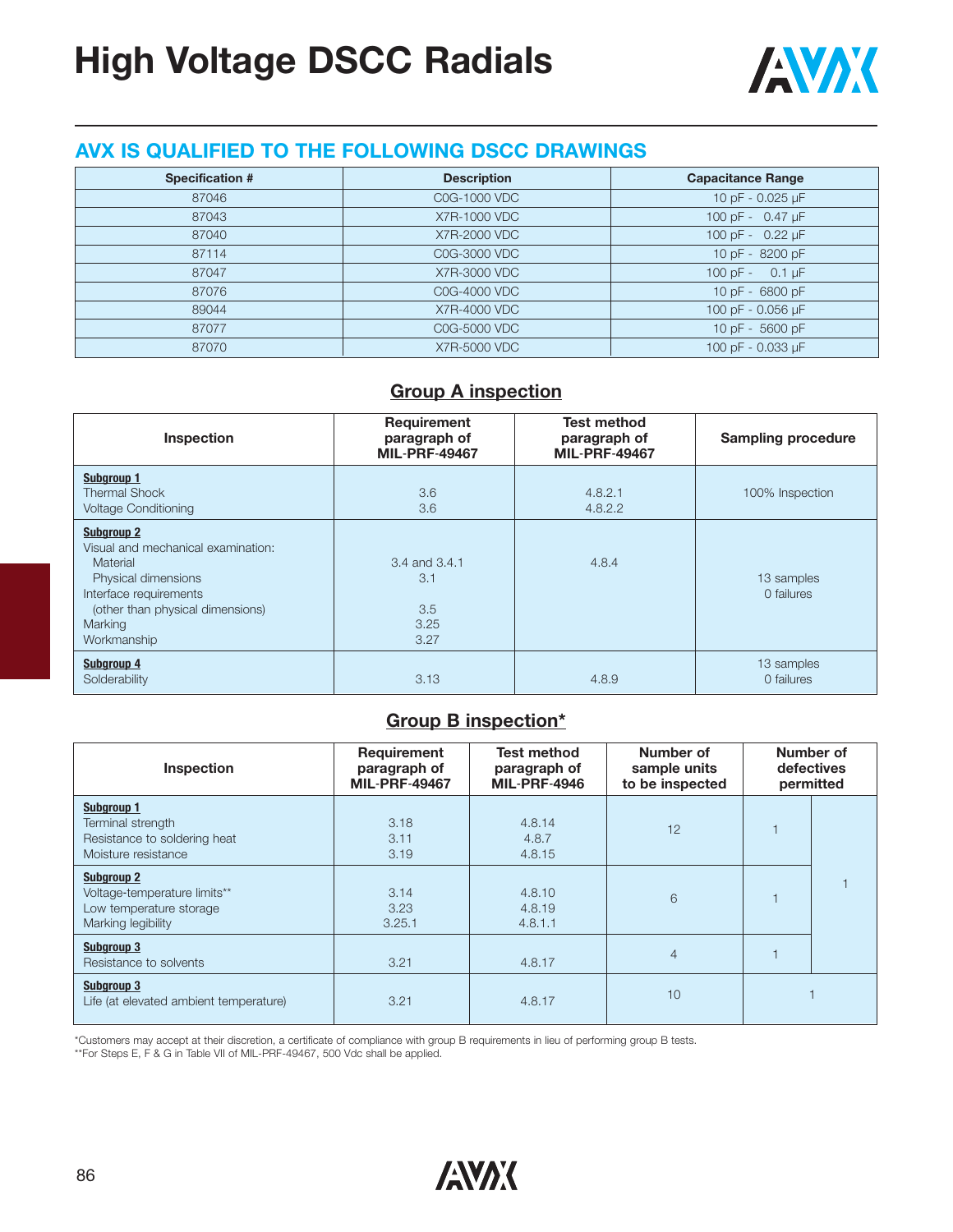# High Voltage DSCC Radials

## AVX IS QUALIFIED TO THE FOLLOWING DSCC DRAWINGS

| Specification # | Description | Capacitance Range |
|---|---|---|
| 87046 | C0G-1000 VDC | 10 pF - 0.025 μF |
| 87043 | X7R-1000 VDC | 100 pF - 0.47 μF |
| 87040 | X7R-2000 VDC | 100 pF - 0.22 μF |
| 87114 | C0G-3000 VDC | 10 pF - 8200 pF |
| 87047 | X7R-3000 VDC | 100 pF - 0.1 μF |
| 87076 | C0G-4000 VDC | 10 pF - 6800 pF |
| 89044 | X7R-4000 VDC | 100 pF - 0.056 μF |
| 87077 | C0G-5000 VDC | 10 pF - 5600 pF |
| 87070 | X7R-5000 VDC | 100 pF - 0.033 μF |

## Group A inspection

| Inspection | Requirement paragraph of MIL-PRF-49467 | Test method paragraph of MIL-PRF-49467 | Sampling procedure |
|---|---|---|---|
| **Subgroup 1** | | | |
| Thermal Shock | 3.6 | 4.8.2.1 | 100% Inspection |
| Voltage Conditioning | 3.6 | 4.8.2.2 | |
| **Subgroup 2** | | | |
| Visual and mechanical examination: | | | |
| Material | 3.4 and 3.4.1 | 4.8.4 | 13 samples 0 failures |
| Physical dimensions | 3.1 | | |
| Interface requirements (other than physical dimensions) | 3.5 | | |
| Marking | 3.25 | | |
| Workmanship | 3.27 | | |
| **Subgroup 4** | | | |
| Solderability | 3.13 | 4.8.9 | 13 samples 0 failures |

## Group B inspection*

| Inspection | Requirement paragraph of MIL-PRF-49467 | Test method paragraph of MIL-PRF-4946 | Number of sample units to be inspected | Number of defectives permitted | |
|---|---|---|---|---|---|
| **Subgroup 1** | | | | | |
| Terminal strength | 3.18 | 4.8.14 | 12 | 1 | 1 |
| Resistance to soldering heat | 3.11 | 4.8.7 | | | |
| Moisture resistance | 3.19 | 4.8.15 | | | |
| **Subgroup 2** | | | | | |
| Voltage-temperature limits** | 3.14 | 4.8.10 | 6 | 1 | |
| Low temperature storage | 3.23 | 4.8.19 | | | |
| Marking legibility | 3.25.1 | 4.8.1.1 | | | |
| **Subgroup 3** | | | | | |
| Resistance to solvents | 3.21 | 4.8.17 | 4 | 1 | |
| **Subgroup 3** | | | | | |
| Life (at elevated ambient temperature) | 3.21 | 4.8.17 | 10 | 1 | |

*Customers may accept at their discretion, a certificate of compliance with group B requirements in lieu of performing group B tests.
**For Steps E, F & G in Table VII of MIL-PRF-49467, 500 Vdc shall be applied.